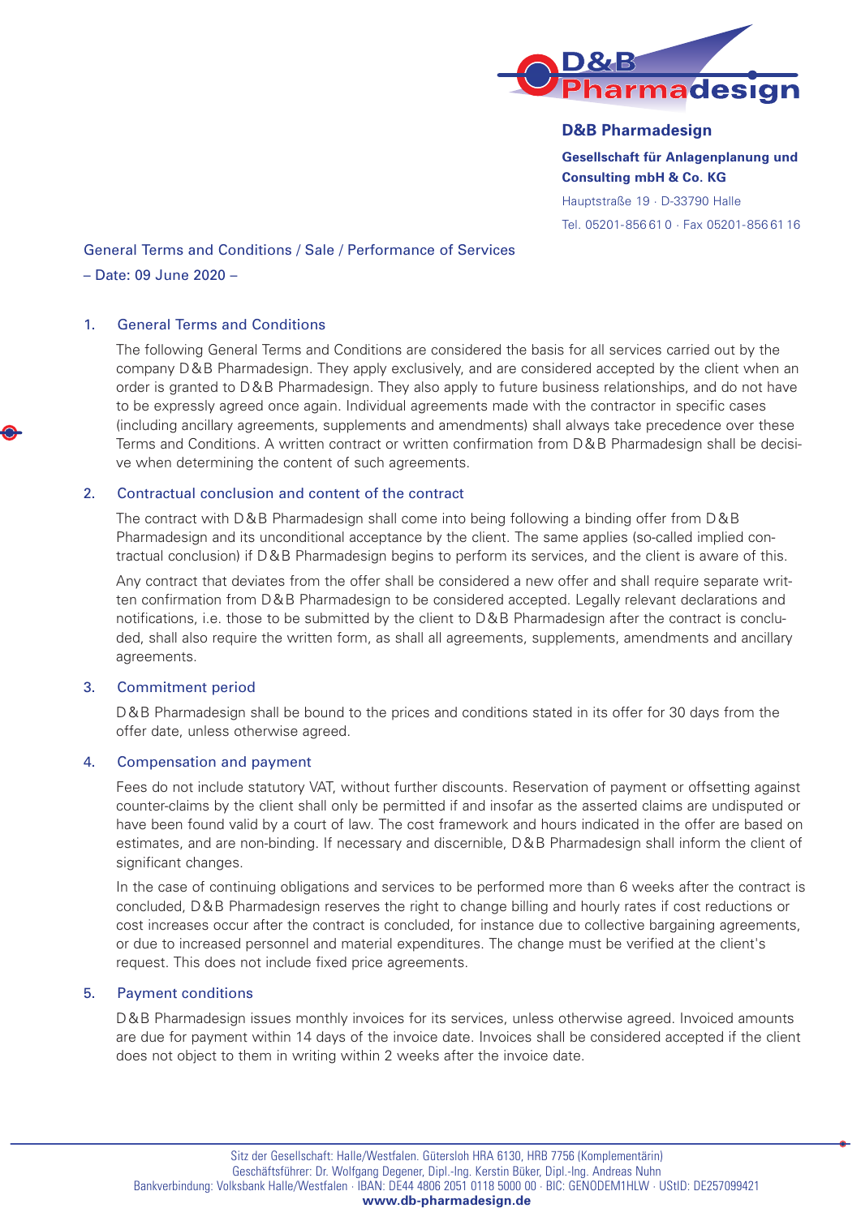**D&B Pharmadesign**

**Gesellschaft für Anlagenplanung und Consulting mbH & Co. KG**

Hauptstraße 19 · D-33790 Halle

Tel. 05201-856 61 0 · Fax 05201-856 61 16

# General Terms and Conditions / Sale / Performance of Services

– Date: 09 June 2020 –

## 1. General Terms and Conditions

The following General Terms and Conditions are considered the basis for all services carried out by the company D&B Pharmadesign. They apply exclusively, and are considered accepted by the client when an order is granted to D&B Pharmadesign. They also apply to future business relationships, and do not have to be expressly agreed once again. Individual agreements made with the contractor in specific cases (including ancillary agreements, supplements and amendments) shall always take precedence over these Terms and Conditions. A written contract or written confirmation from D&B Pharmadesign shall be decisive when determining the content of such agreements.

## 2. Contractual conclusion and content of the contract

The contract with D&B Pharmadesign shall come into being following a binding offer from D&B Pharmadesign and its unconditional acceptance by the client. The same applies (so-called implied contractual conclusion) if D&B Pharmadesign begins to perform its services, and the client is aware of this.

Any contract that deviates from the offer shall be considered a new offer and shall require separate written confirmation from D&B Pharmadesign to be considered accepted. Legally relevant declarations and notifications, i.e. those to be submitted by the client to D&B Pharmadesign after the contract is concluded, shall also require the written form, as shall all agreements, supplements, amendments and ancillary agreements.

## 3. Commitment period

D&B Pharmadesign shall be bound to the prices and conditions stated in its offer for 30 days from the offer date, unless otherwise agreed.

## 4. Compensation and payment

Fees do not include statutory VAT, without further discounts. Reservation of payment or offsetting against counter-claims by the client shall only be permitted if and insofar as the asserted claims are undisputed or have been found valid by a court of law. The cost framework and hours indicated in the offer are based on estimates, and are non-binding. If necessary and discernible, D&B Pharmadesign shall inform the client of significant changes.

In the case of continuing obligations and services to be performed more than 6 weeks after the contract is concluded, D&B Pharmadesign reserves the right to change billing and hourly rates if cost reductions or cost increases occur after the contract is concluded, for instance due to collective bargaining agreements, or due to increased personnel and material expenditures. The change must be verified at the client's request. This does not include fixed price agreements.

## 5. Payment conditions

D&B Pharmadesign issues monthly invoices for its services, unless otherwise agreed. Invoiced amounts are due for payment within 14 days of the invoice date. Invoices shall be considered accepted if the client does not object to them in writing within 2 weeks after the invoice date.

Sitz der Gesellschaft: Halle/Westfalen. Gütersloh HRA 6130, HRB 7756 (Komplementärin)
Geschäftsführer: Dr. Wolfgang Degener, Dipl.-Ing. Kerstin Büker, Dipl.-Ing. Andreas Nuhn
Bankverbindung: Volksbank Halle/Westfalen · IBAN: DE44 4806 2051 0118 5000 00 · BIC: GENODEM1HLW · UStID: DE257099421
**www.db-pharmadesign.de**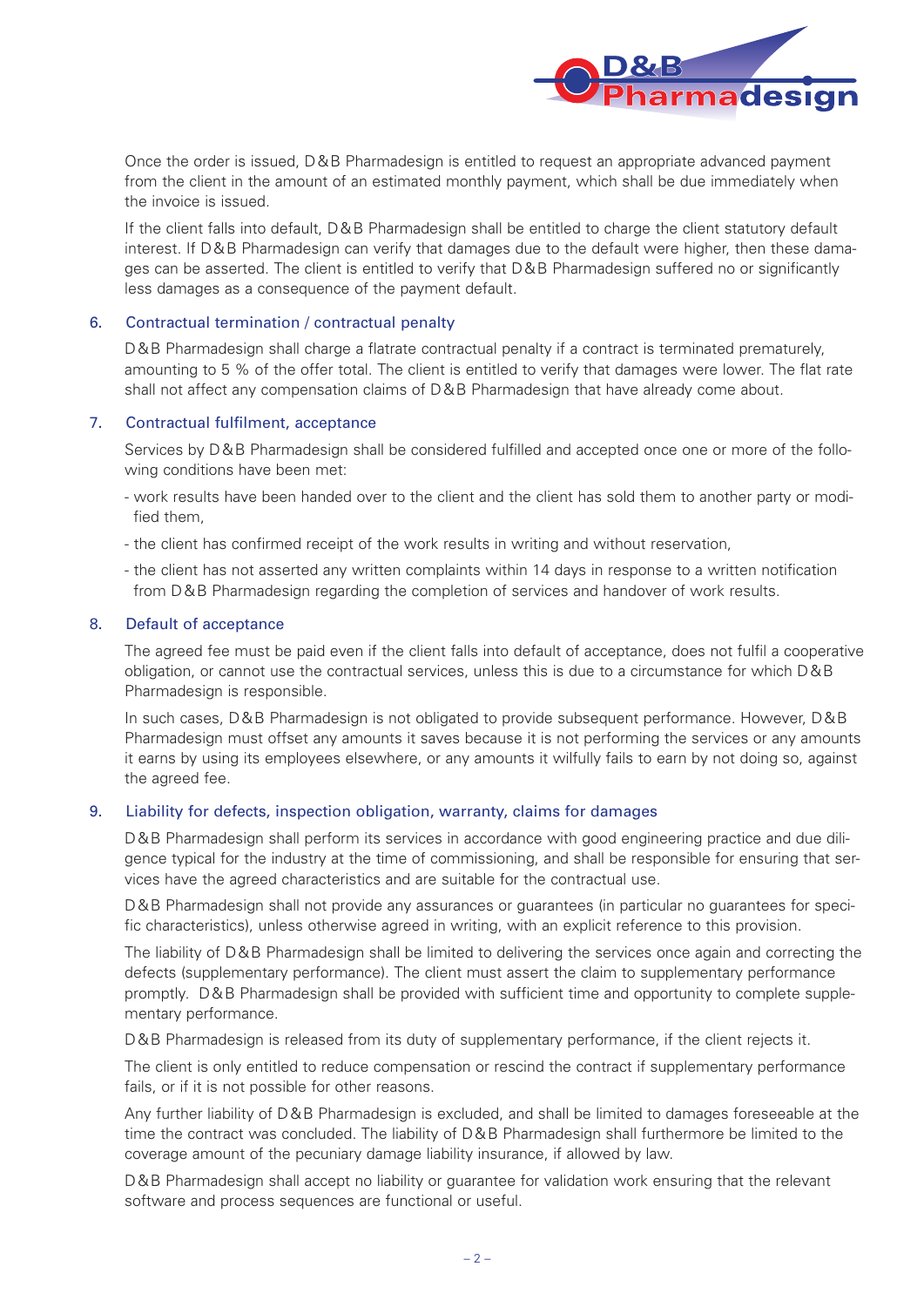Once the order is issued, D&B Pharmadesign is entitled to request an appropriate advanced payment from the client in the amount of an estimated monthly payment, which shall be due immediately when the invoice is issued.

If the client falls into default, D&B Pharmadesign shall be entitled to charge the client statutory default interest. If D&B Pharmadesign can verify that damages due to the default were higher, then these damages can be asserted. The client is entitled to verify that D&B Pharmadesign suffered no or significantly less damages as a consequence of the payment default.

## 6. Contractual termination / contractual penalty

D&B Pharmadesign shall charge a flatrate contractual penalty if a contract is terminated prematurely, amounting to 5 % of the offer total. The client is entitled to verify that damages were lower. The flat rate shall not affect any compensation claims of D&B Pharmadesign that have already come about.

## 7. Contractual fulfilment, acceptance

Services by D&B Pharmadesign shall be considered fulfilled and accepted once one or more of the following conditions have been met:

- work results have been handed over to the client and the client has sold them to another party or modified them,
- the client has confirmed receipt of the work results in writing and without reservation,
- the client has not asserted any written complaints within 14 days in response to a written notification from D&B Pharmadesign regarding the completion of services and handover of work results.

## 8. Default of acceptance

The agreed fee must be paid even if the client falls into default of acceptance, does not fulfil a cooperative obligation, or cannot use the contractual services, unless this is due to a circumstance for which D&B Pharmadesign is responsible.

In such cases, D&B Pharmadesign is not obligated to provide subsequent performance. However, D&B Pharmadesign must offset any amounts it saves because it is not performing the services or any amounts it earns by using its employees elsewhere, or any amounts it wilfully fails to earn by not doing so, against the agreed fee.

## 9. Liability for defects, inspection obligation, warranty, claims for damages

D&B Pharmadesign shall perform its services in accordance with good engineering practice and due diligence typical for the industry at the time of commissioning, and shall be responsible for ensuring that services have the agreed characteristics and are suitable for the contractual use.

D&B Pharmadesign shall not provide any assurances or guarantees (in particular no guarantees for specific characteristics), unless otherwise agreed in writing, with an explicit reference to this provision.

The liability of D&B Pharmadesign shall be limited to delivering the services once again and correcting the defects (supplementary performance). The client must assert the claim to supplementary performance promptly. D&B Pharmadesign shall be provided with sufficient time and opportunity to complete supplementary performance.

D&B Pharmadesign is released from its duty of supplementary performance, if the client rejects it.

The client is only entitled to reduce compensation or rescind the contract if supplementary performance fails, or if it is not possible for other reasons.

Any further liability of D&B Pharmadesign is excluded, and shall be limited to damages foreseeable at the time the contract was concluded. The liability of D&B Pharmadesign shall furthermore be limited to the coverage amount of the pecuniary damage liability insurance, if allowed by law.

D&B Pharmadesign shall accept no liability or guarantee for validation work ensuring that the relevant software and process sequences are functional or useful.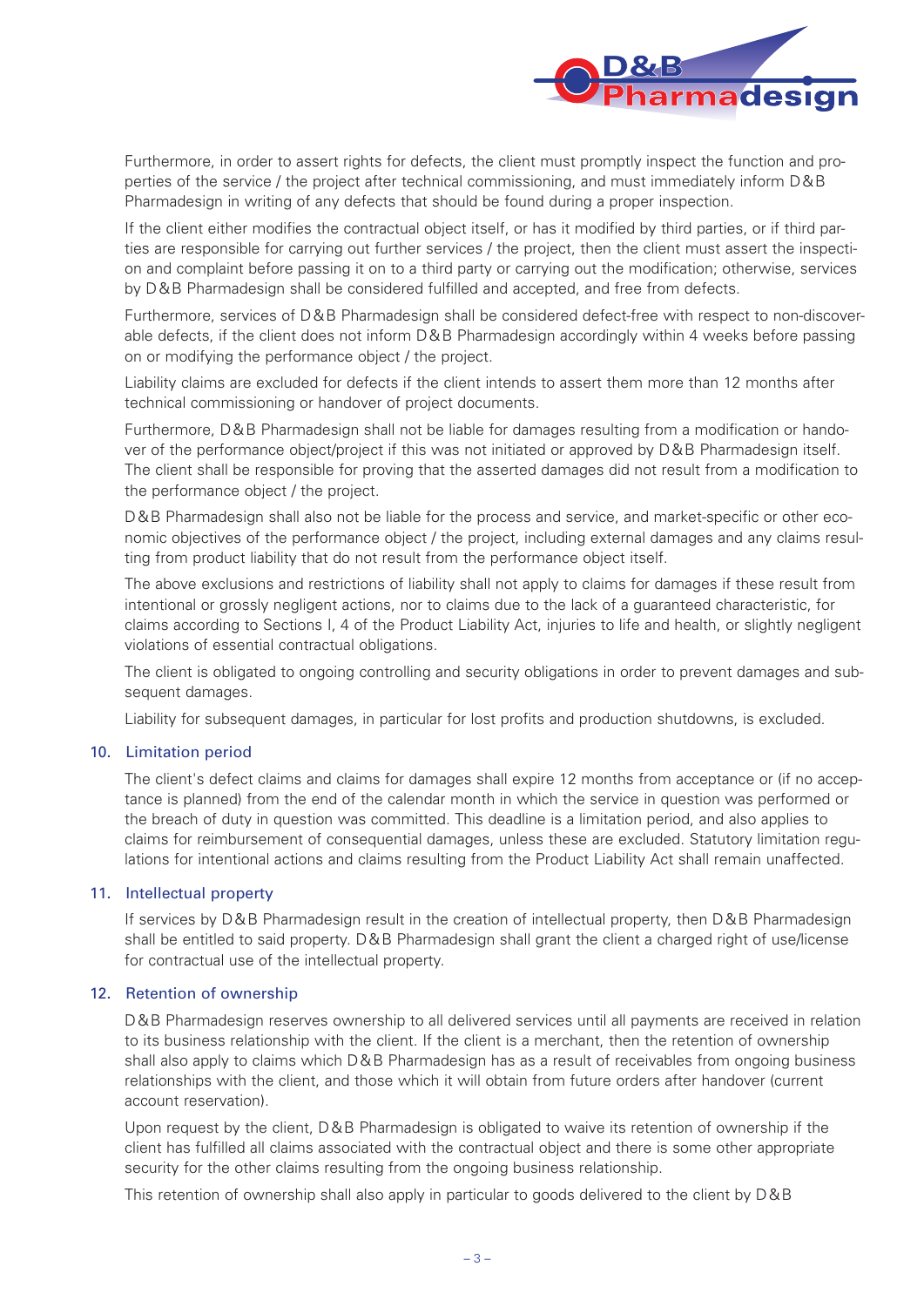Furthermore, in order to assert rights for defects, the client must promptly inspect the function and properties of the service / the project after technical commissioning, and must immediately inform D&B Pharmadesign in writing of any defects that should be found during a proper inspection.

If the client either modifies the contractual object itself, or has it modified by third parties, or if third parties are responsible for carrying out further services / the project, then the client must assert the inspection and complaint before passing it on to a third party or carrying out the modification; otherwise, services by D&B Pharmadesign shall be considered fulfilled and accepted, and free from defects.

Furthermore, services of D&B Pharmadesign shall be considered defect-free with respect to non-discoverable defects, if the client does not inform D&B Pharmadesign accordingly within 4 weeks before passing on or modifying the performance object / the project.

Liability claims are excluded for defects if the client intends to assert them more than 12 months after technical commissioning or handover of project documents.

Furthermore, D&B Pharmadesign shall not be liable for damages resulting from a modification or handover of the performance object/project if this was not initiated or approved by D&B Pharmadesign itself. The client shall be responsible for proving that the asserted damages did not result from a modification to the performance object / the project.

D&B Pharmadesign shall also not be liable for the process and service, and market-specific or other economic objectives of the performance object / the project, including external damages and any claims resulting from product liability that do not result from the performance object itself.

The above exclusions and restrictions of liability shall not apply to claims for damages if these result from intentional or grossly negligent actions, nor to claims due to the lack of a guaranteed characteristic, for claims according to Sections I, 4 of the Product Liability Act, injuries to life and health, or slightly negligent violations of essential contractual obligations.

The client is obligated to ongoing controlling and security obligations in order to prevent damages and subsequent damages.

Liability for subsequent damages, in particular for lost profits and production shutdowns, is excluded.

## 10. Limitation period

The client's defect claims and claims for damages shall expire 12 months from acceptance or (if no acceptance is planned) from the end of the calendar month in which the service in question was performed or the breach of duty in question was committed. This deadline is a limitation period, and also applies to claims for reimbursement of consequential damages, unless these are excluded. Statutory limitation regulations for intentional actions and claims resulting from the Product Liability Act shall remain unaffected.

## 11. Intellectual property

If services by D&B Pharmadesign result in the creation of intellectual property, then D&B Pharmadesign shall be entitled to said property. D&B Pharmadesign shall grant the client a charged right of use/license for contractual use of the intellectual property.

## 12. Retention of ownership

D&B Pharmadesign reserves ownership to all delivered services until all payments are received in relation to its business relationship with the client. If the client is a merchant, then the retention of ownership shall also apply to claims which D&B Pharmadesign has as a result of receivables from ongoing business relationships with the client, and those which it will obtain from future orders after handover (current account reservation).

Upon request by the client, D&B Pharmadesign is obligated to waive its retention of ownership if the client has fulfilled all claims associated with the contractual object and there is some other appropriate security for the other claims resulting from the ongoing business relationship.

This retention of ownership shall also apply in particular to goods delivered to the client by D&B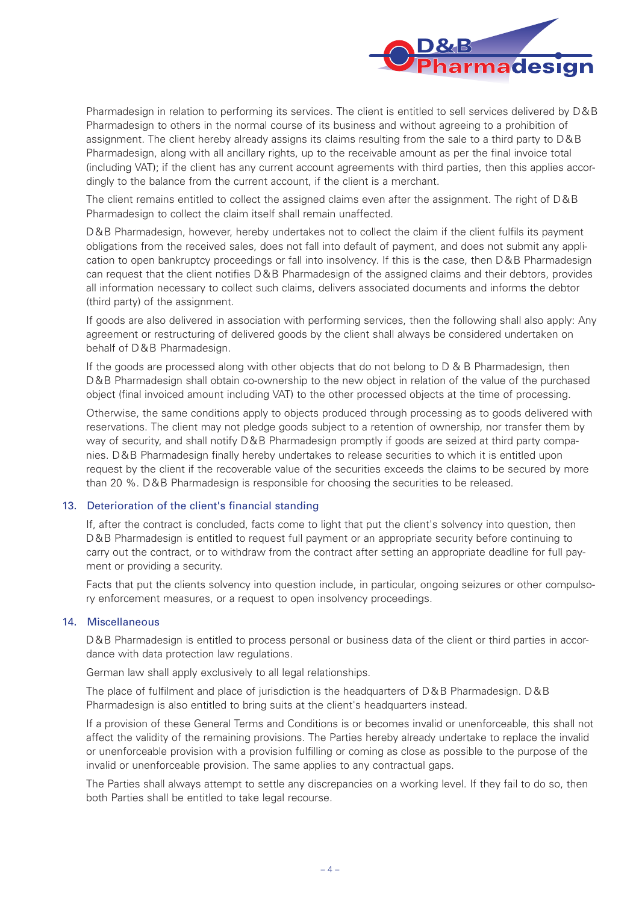Pharmadesign in relation to performing its services. The client is entitled to sell services delivered by D&B Pharmadesign to others in the normal course of its business and without agreeing to a prohibition of assignment. The client hereby already assigns its claims resulting from the sale to a third party to D&B Pharmadesign, along with all ancillary rights, up to the receivable amount as per the final invoice total (including VAT); if the client has any current account agreements with third parties, then this applies accordingly to the balance from the current account, if the client is a merchant.

The client remains entitled to collect the assigned claims even after the assignment. The right of D&B Pharmadesign to collect the claim itself shall remain unaffected.

D&B Pharmadesign, however, hereby undertakes not to collect the claim if the client fulfils its payment obligations from the received sales, does not fall into default of payment, and does not submit any application to open bankruptcy proceedings or fall into insolvency. If this is the case, then D&B Pharmadesign can request that the client notifies D&B Pharmadesign of the assigned claims and their debtors, provides all information necessary to collect such claims, delivers associated documents and informs the debtor (third party) of the assignment.

If goods are also delivered in association with performing services, then the following shall also apply: Any agreement or restructuring of delivered goods by the client shall always be considered undertaken on behalf of D&B Pharmadesign.

If the goods are processed along with other objects that do not belong to D & B Pharmadesign, then D&B Pharmadesign shall obtain co-ownership to the new object in relation of the value of the purchased object (final invoiced amount including VAT) to the other processed objects at the time of processing.

Otherwise, the same conditions apply to objects produced through processing as to goods delivered with reservations. The client may not pledge goods subject to a retention of ownership, nor transfer them by way of security, and shall notify D&B Pharmadesign promptly if goods are seized at third party companies. D&B Pharmadesign finally hereby undertakes to release securities to which it is entitled upon request by the client if the recoverable value of the securities exceeds the claims to be secured by more than 20 %. D&B Pharmadesign is responsible for choosing the securities to be released.

## 13. Deterioration of the client's financial standing

If, after the contract is concluded, facts come to light that put the client's solvency into question, then D&B Pharmadesign is entitled to request full payment or an appropriate security before continuing to carry out the contract, or to withdraw from the contract after setting an appropriate deadline for full payment or providing a security.

Facts that put the clients solvency into question include, in particular, ongoing seizures or other compulsory enforcement measures, or a request to open insolvency proceedings.

## 14. Miscellaneous

D&B Pharmadesign is entitled to process personal or business data of the client or third parties in accordance with data protection law regulations.

German law shall apply exclusively to all legal relationships.

The place of fulfilment and place of jurisdiction is the headquarters of D&B Pharmadesign. D&B Pharmadesign is also entitled to bring suits at the client's headquarters instead.

If a provision of these General Terms and Conditions is or becomes invalid or unenforceable, this shall not affect the validity of the remaining provisions. The Parties hereby already undertake to replace the invalid or unenforceable provision with a provision fulfilling or coming as close as possible to the purpose of the invalid or unenforceable provision. The same applies to any contractual gaps.

The Parties shall always attempt to settle any discrepancies on a working level. If they fail to do so, then both Parties shall be entitled to take legal recourse.